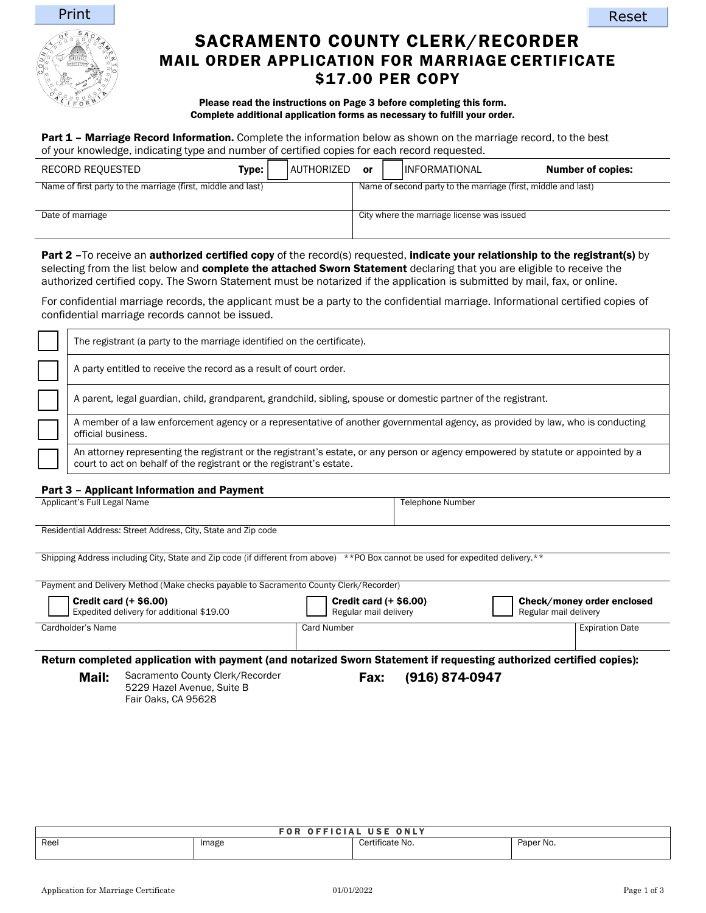# SACRAMENTO COUNTY CLERK/RECORDER
## MAIL ORDER APPLICATION FOR MARRIAGE CERTIFICATE
## $17.00 PER COPY

**Please read the instructions on Page 3 before completing this form.**
**Complete additional application forms as necessary to fulfill your order.**

**Part 1 – Marriage Record Information.** Complete the information below as shown on the marriage record, to the best of your knowledge, indicating type and number of certified copies for each record requested.

| RECORD REQUESTED | **Type:** ☐ AUTHORIZED **or** ☐ INFORMATIONAL | **Number of copies:** |
|---|---|---|
| Name of first party to the marriage (first, middle and last) | Name of second party to the marriage (first, middle and last) | |
| Date of marriage | City where the marriage license was issued | |

**Part 2 –** To receive an **authorized certified copy** of the record(s) requested, **indicate your relationship to the registrant(s)** by selecting from the list below and **complete the attached Sworn Statement** declaring that you are eligible to receive the authorized certified copy. The Sworn Statement must be notarized if the application is submitted by mail, fax, or online.

For confidential marriage records, the applicant must be a party to the confidential marriage. Informational certified copies of confidential marriage records cannot be issued.

- ☐ The registrant (a party to the marriage identified on the certificate).
- ☐ A party entitled to receive the record as a result of court order.
- ☐ A parent, legal guardian, child, grandparent, grandchild, sibling, spouse or domestic partner of the registrant.
- ☐ A member of a law enforcement agency or a representative of another governmental agency, as provided by law, who is conducting official business.
- ☐ An attorney representing the registrant or the registrant's estate, or any person or agency empowered by statute or appointed by a court to act on behalf of the registrant or the registrant's estate.

### Part 3 – Applicant Information and Payment

| Applicant's Full Legal Name | Telephone Number |
|---|---|
| Residential Address: Street Address, City, State and Zip code | |
| Shipping Address including City, State and Zip code (if different from above) **PO Box cannot be used for expedited delivery.** | |

Payment and Delivery Method (Make checks payable to Sacramento County Clerk/Recorder)

- ☐ **Credit card (+ $6.00)** Expedited delivery for additional $19.00
- ☐ **Credit card (+ $6.00)** Regular mail delivery
- ☐ **Check/money order enclosed** Regular mail delivery

| Cardholder's Name | Card Number | Expiration Date |
|---|---|---|
| | | |

**Return completed application with payment (and notarized Sworn Statement if requesting authorized certified copies):**

**Mail:** Sacramento County Clerk/Recorder
5229 Hazel Avenue, Suite B
Fair Oaks, CA 95628

**Fax: (916) 874-0947**

| FOR OFFICIAL USE ONLY | | | |
|---|---|---|---|
| Reel | Image | Certificate No. | Paper No. |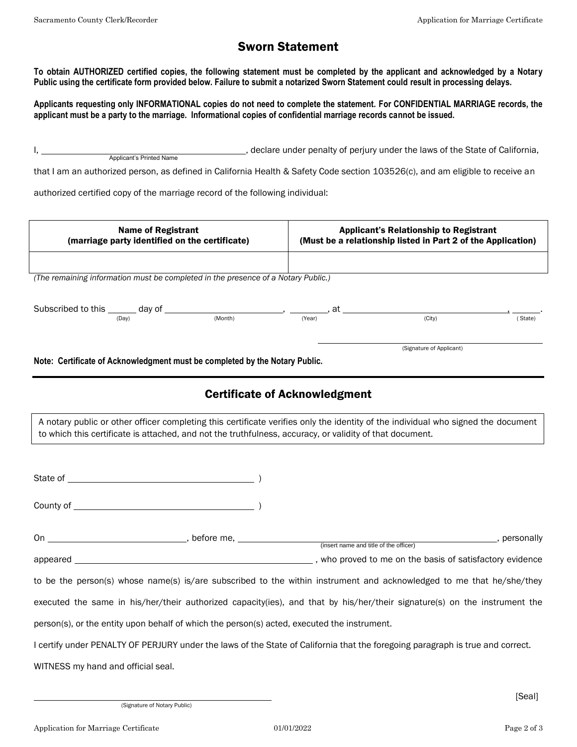# Sworn Statement

**To obtain AUTHORIZED certified copies, the following statement must be completed by the applicant and acknowledged by a Notary Public using the certificate form provided below. Failure to submit a notarized Sworn Statement could result in processing delays.**

**Applicants requesting only INFORMATIONAL copies do not need to complete the statement. For CONFIDENTIAL MARRIAGE records, the applicant must be a party to the marriage. Informational copies of confidential marriage records cannot be issued.**

I, ______________________________ (Applicant's Printed Name), declare under penalty of perjury under the laws of the State of California, that I am an authorized person, as defined in California Health & Safety Code section 103526(c), and am eligible to receive an authorized certified copy of the marriage record of the following individual:

| Name of Registrant (marriage party identified on the certificate) | Applicant's Relationship to Registrant (Must be a relationship listed in Part 2 of the Application) |
|---|---|
| | |

*(The remaining information must be completed in the presence of a Notary Public.)*

Subscribed to this ______ (Day) day of ____________________ (Month), ________ (Year), at ______________________________ (City), ______ (State).

______________________________
(Signature of Applicant)

**Note: Certificate of Acknowledgment must be completed by the Notary Public.**

---

## Certificate of Acknowledgment

A notary public or other officer completing this certificate verifies only the identity of the individual who signed the document to which this certificate is attached, and not the truthfulness, accuracy, or validity of that document.

State of ______________________________ )

County of ______________________________ )

On ____________________, before me, ______________________________ (insert name and title of the officer), personally appeared ______________________________ , who proved to me on the basis of satisfactory evidence to be the person(s) whose name(s) is/are subscribed to the within instrument and acknowledged to me that he/she/they executed the same in his/her/their authorized capacity(ies), and that by his/her/their signature(s) on the instrument the person(s), or the entity upon behalf of which the person(s) acted, executed the instrument.

I certify under PENALTY OF PERJURY under the laws of the State of California that the foregoing paragraph is true and correct.

WITNESS my hand and official seal.

______________________________
(Signature of Notary Public)

[Seal]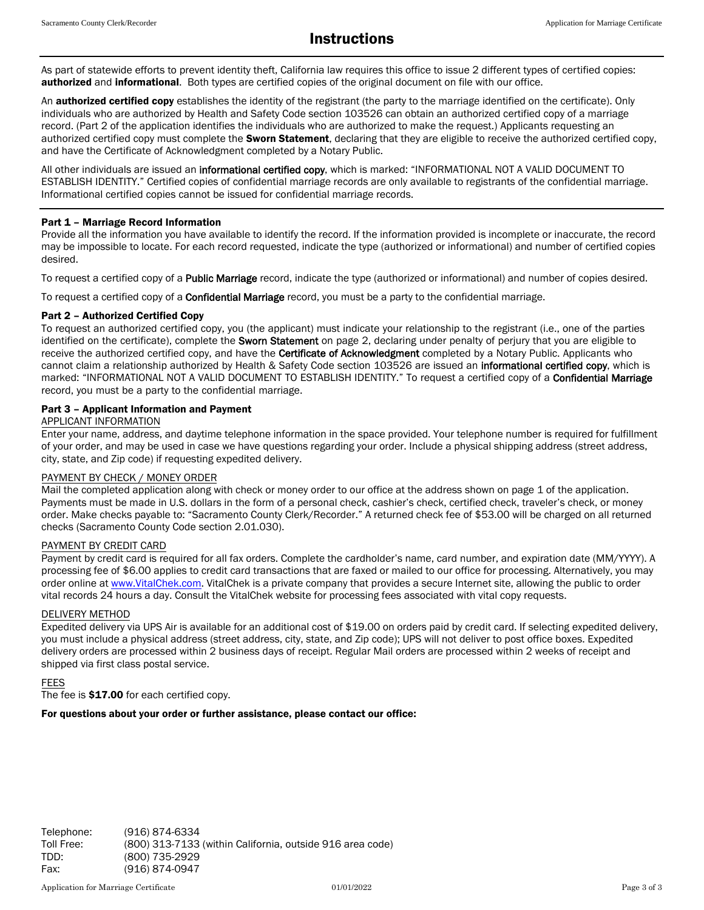# Instructions

As part of statewide efforts to prevent identity theft, California law requires this office to issue 2 different types of certified copies: **authorized** and **informational**. Both types are certified copies of the original document on file with our office.

An **authorized certified copy** establishes the identity of the registrant (the party to the marriage identified on the certificate). Only individuals who are authorized by Health and Safety Code section 103526 can obtain an authorized certified copy of a marriage record. (Part 2 of the application identifies the individuals who are authorized to make the request.) Applicants requesting an authorized certified copy must complete the **Sworn Statement**, declaring that they are eligible to receive the authorized certified copy, and have the Certificate of Acknowledgment completed by a Notary Public.

All other individuals are issued an **informational certified copy**, which is marked: "INFORMATIONAL NOT A VALID DOCUMENT TO ESTABLISH IDENTITY." Certified copies of confidential marriage records are only available to registrants of the confidential marriage. Informational certified copies cannot be issued for confidential marriage records.

### Part 1 – Marriage Record Information

Provide all the information you have available to identify the record. If the information provided is incomplete or inaccurate, the record may be impossible to locate. For each record requested, indicate the type (authorized or informational) and number of certified copies desired.

To request a certified copy of a **Public Marriage** record, indicate the type (authorized or informational) and number of copies desired.

To request a certified copy of a **Confidential Marriage** record, you must be a party to the confidential marriage.

### Part 2 – Authorized Certified Copy

To request an authorized certified copy, you (the applicant) must indicate your relationship to the registrant (i.e., one of the parties identified on the certificate), complete the **Sworn Statement** on page 2, declaring under penalty of perjury that you are eligible to receive the authorized certified copy, and have the **Certificate of Acknowledgment** completed by a Notary Public. Applicants who cannot claim a relationship authorized by Health & Safety Code section 103526 are issued an **informational certified copy**, which is marked: "INFORMATIONAL NOT A VALID DOCUMENT TO ESTABLISH IDENTITY." To request a certified copy of a **Confidential Marriage** record, you must be a party to the confidential marriage.

### Part 3 – Applicant Information and Payment

APPLICANT INFORMATION

Enter your name, address, and daytime telephone information in the space provided. Your telephone number is required for fulfillment of your order, and may be used in case we have questions regarding your order. Include a physical shipping address (street address, city, state, and Zip code) if requesting expedited delivery.

PAYMENT BY CHECK / MONEY ORDER

Mail the completed application along with check or money order to our office at the address shown on page 1 of the application. Payments must be made in U.S. dollars in the form of a personal check, cashier's check, certified check, traveler's check, or money order. Make checks payable to: "Sacramento County Clerk/Recorder." A returned check fee of $53.00 will be charged on all returned checks (Sacramento County Code section 2.01.030).

PAYMENT BY CREDIT CARD

Payment by credit card is required for all fax orders. Complete the cardholder's name, card number, and expiration date (MM/YYYY). A processing fee of $6.00 applies to credit card transactions that are faxed or mailed to our office for processing. Alternatively, you may order online at [www.VitalChek.com](http://www.VitalChek.com). VitalChek is a private company that provides a secure Internet site, allowing the public to order vital records 24 hours a day. Consult the VitalChek website for processing fees associated with vital copy requests.

DELIVERY METHOD

Expedited delivery via UPS Air is available for an additional cost of $19.00 on orders paid by credit card. If selecting expedited delivery, you must include a physical address (street address, city, state, and Zip code); UPS will not deliver to post office boxes. Expedited delivery orders are processed within 2 business days of receipt. Regular Mail orders are processed within 2 weeks of receipt and shipped via first class postal service.

FEES

The fee is **$17.00** for each certified copy.

**For questions about your order or further assistance, please contact our office:**

| | |
|---|---|
| Telephone: | (916) 874-6334 |
| Toll Free: | (800) 313-7133 (within California, outside 916 area code) |
| TDD: | (800) 735-2929 |
| Fax: | (916) 874-0947 |